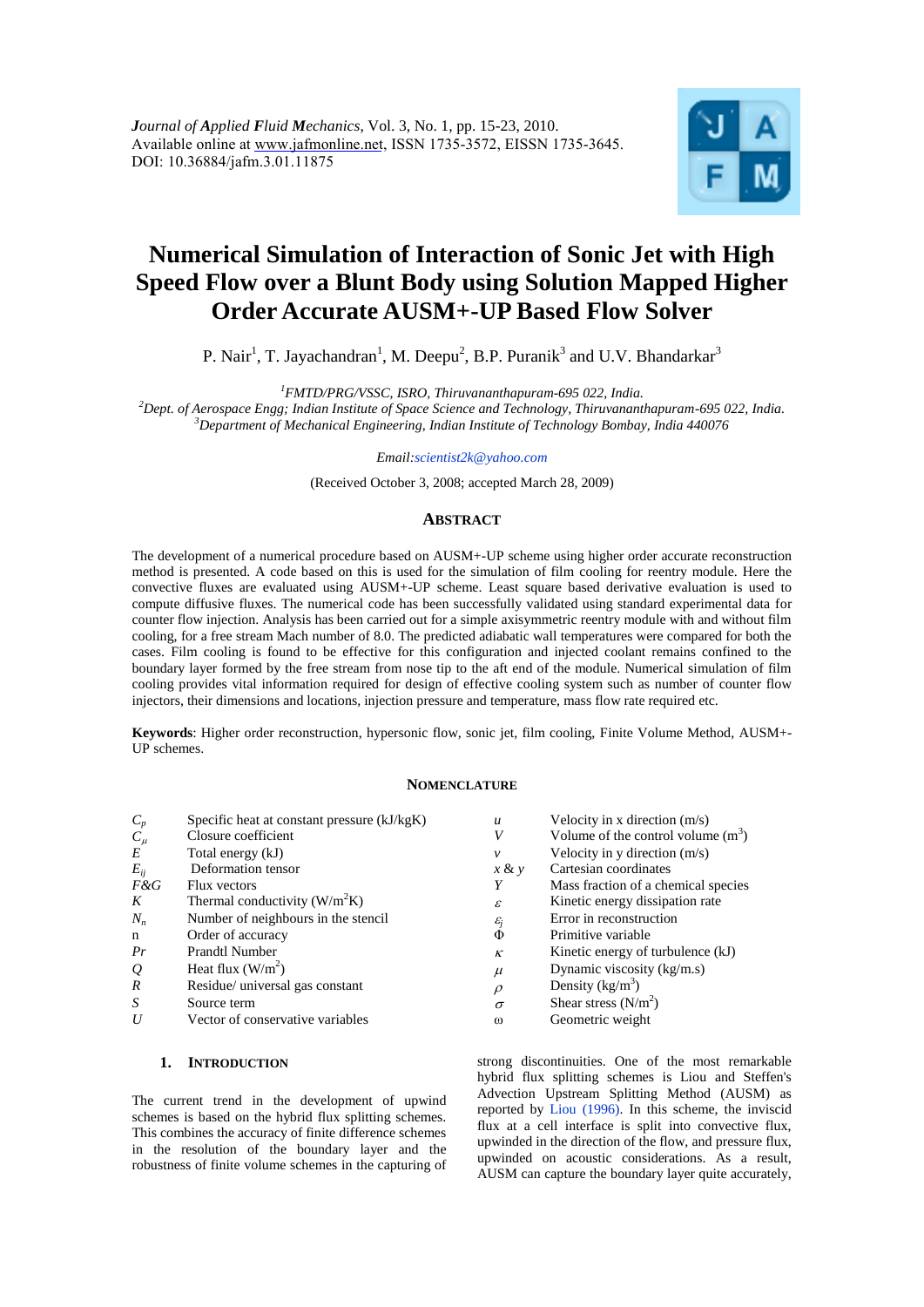*Journal of Applied Fluid Mechanics*, Vol. 3, No. 1, pp. 15-23, 2010.
Available online at www.jafmonline.net, ISSN 1735-3572, EISSN 1735-3645.
DOI: 10.36884/jafm.3.01.11875

# Numerical Simulation of Interaction of Sonic Jet with High Speed Flow over a Blunt Body using Solution Mapped Higher Order Accurate AUSM+-UP Based Flow Solver

P. Nair[1], T. Jayachandran[1], M. Deepu[2], B.P. Puranik[3] and U.V. Bhandarkar[3]

[1]*FMTD/PRG/VSSC, ISRO, Thiruvananthapuram-695 022, India.*
[2]*Dept. of Aerospace Engg; Indian Institute of Space Science and Technology, Thiruvananthapuram-695 022, India.*
[3]*Department of Mechanical Engineering, Indian Institute of Technology Bombay, India 440076*

*Email:scientist2k@yahoo.com*

(Received October 3, 2008; accepted March 28, 2009)

## ABSTRACT

The development of a numerical procedure based on AUSM+-UP scheme using higher order accurate reconstruction method is presented. A code based on this is used for the simulation of film cooling for reentry module. Here the convective fluxes are evaluated using AUSM+-UP scheme. Least square based derivative evaluation is used to compute diffusive fluxes. The numerical code has been successfully validated using standard experimental data for counter flow injection. Analysis has been carried out for a simple axisymmetric reentry module with and without film cooling, for a free stream Mach number of 8.0. The predicted adiabatic wall temperatures were compared for both the cases. Film cooling is found to be effective for this configuration and injected coolant remains confined to the boundary layer formed by the free stream from nose tip to the aft end of the module. Numerical simulation of film cooling provides vital information required for design of effective cooling system such as number of counter flow injectors, their dimensions and locations, injection pressure and temperature, mass flow rate required etc.

**Keywords**: Higher order reconstruction, hypersonic flow, sonic jet, film cooling, Finite Volume Method, AUSM+-UP schemes.

## NOMENCLATURE

| | | | |
|---|---|---|---|
| $C_p$ | Specific heat at constant pressure (kJ/kgK) | $u$ | Velocity in x direction (m/s) |
| $C_\mu$ | Closure coefficient | $V$ | Volume of the control volume ($m^3$) |
| $E$ | Total energy (kJ) | $v$ | Velocity in y direction (m/s) |
| $E_{ij}$ | Deformation tensor | $x$ & $y$ | Cartesian coordinates |
| $F$&$G$ | Flux vectors | $Y$ | Mass fraction of a chemical species |
| $K$ | Thermal conductivity ($W/m^2K$) | $\varepsilon$ | Kinetic energy dissipation rate |
| $N_n$ | Number of neighbours in the stencil | $\varepsilon_j$ | Error in reconstruction |
| n | Order of accuracy | $\Phi$ | Primitive variable |
| $Pr$ | Prandtl Number | $\kappa$ | Kinetic energy of turbulence (kJ) |
| $Q$ | Heat flux ($W/m^2$) | $\mu$ | Dynamic viscosity (kg/m.s) |
| $R$ | Residue/ universal gas constant | $\rho$ | Density ($kg/m^3$) |
| $S$ | Source term | $\sigma$ | Shear stress ($N/m^2$) |
| $U$ | Vector of conservative variables | $\omega$ | Geometric weight |

## 1. INTRODUCTION

The current trend in the development of upwind schemes is based on the hybrid flux splitting schemes. This combines the accuracy of finite difference schemes in the resolution of the boundary layer and the robustness of finite volume schemes in the capturing of strong discontinuities. One of the most remarkable hybrid flux splitting schemes is Liou and Steffen's Advection Upstream Splitting Method (AUSM) as reported by Liou (1996). In this scheme, the inviscid flux at a cell interface is split into convective flux, upwinded in the direction of the flow, and pressure flux, upwinded on acoustic considerations. As a result, AUSM can capture the boundary layer quite accurately,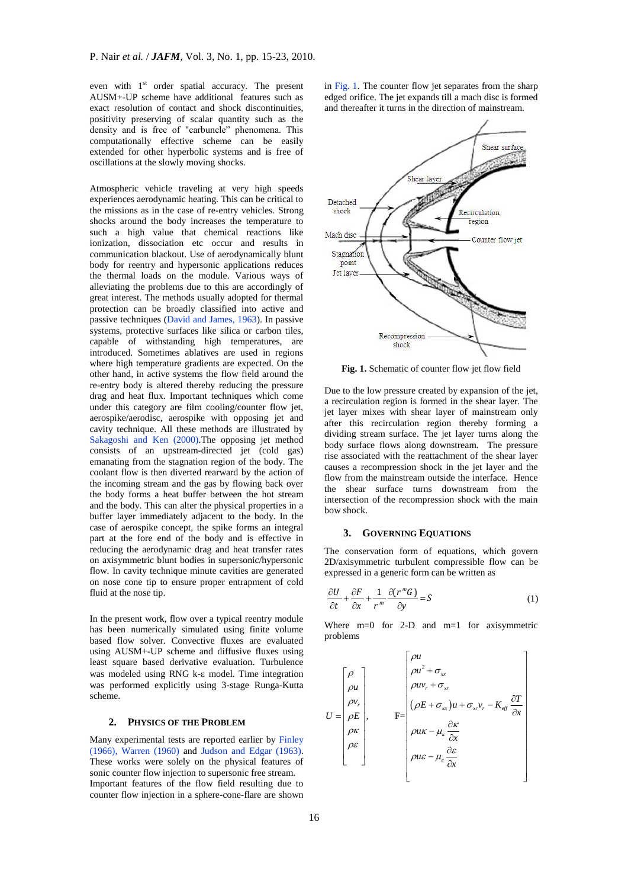even with 1st order spatial accuracy. The present AUSM+-UP scheme have additional features such as exact resolution of contact and shock discontinuities, positivity preserving of scalar quantity such as the density and is free of "carbuncle" phenomena. This computationally effective scheme can be easily extended for other hyperbolic systems and is free of oscillations at the slowly moving shocks.

Atmospheric vehicle traveling at very high speeds experiences aerodynamic heating. This can be critical to the missions as in the case of re-entry vehicles. Strong shocks around the body increases the temperature to such a high value that chemical reactions like ionization, dissociation etc occur and results in communication blackout. Use of aerodynamically blunt body for reentry and hypersonic applications reduces the thermal loads on the module. Various ways of alleviating the problems due to this are accordingly of great interest. The methods usually adopted for thermal protection can be broadly classified into active and passive techniques (David and James, 1963). In passive systems, protective surfaces like silica or carbon tiles, capable of withstanding high temperatures, are introduced. Sometimes ablatives are used in regions where high temperature gradients are expected. On the other hand, in active systems the flow field around the re-entry body is altered thereby reducing the pressure drag and heat flux. Important techniques which come under this category are film cooling/counter flow jet, aerospike/aerodisc, aerospike with opposing jet and cavity technique. All these methods are illustrated by Sakagoshi and Ken (2000).The opposing jet method consists of an upstream-directed jet (cold gas) emanating from the stagnation region of the body. The coolant flow is then diverted rearward by the action of the incoming stream and the gas by flowing back over the body forms a heat buffer between the hot stream and the body. This can alter the physical properties in a buffer layer immediately adjacent to the body. In the case of aerospike concept, the spike forms an integral part at the fore end of the body and is effective in reducing the aerodynamic drag and heat transfer rates on axisymmetric blunt bodies in supersonic/hypersonic flow. In cavity technique minute cavities are generated on nose cone tip to ensure proper entrapment of cold fluid at the nose tip.

In the present work, flow over a typical reentry module has been numerically simulated using finite volume based flow solver. Convective fluxes are evaluated using AUSM+-UP scheme and diffusive fluxes using least square based derivative evaluation. Turbulence was modeled using RNG k-ε model. Time integration was performed explicitly using 3-stage Runga-Kutta scheme.

## 2. Physics of the Problem

Many experimental tests are reported earlier by Finley (1966), Warren (1960) and Judson and Edgar (1963). These works were solely on the physical features of sonic counter flow injection to supersonic free stream. Important features of the flow field resulting due to counter flow injection in a sphere-cone-flare are shown in Fig. 1. The counter flow jet separates from the sharp edged orifice. The jet expands till a mach disc is formed and thereafter it turns in the direction of mainstream.

**Fig. 1.** Schematic of counter flow jet flow field

Due to the low pressure created by expansion of the jet, a recirculation region is formed in the shear layer. The jet layer mixes with shear layer of mainstream only after this recirculation region thereby forming a dividing stream surface. The jet layer turns along the body surface flows along downstream. The pressure rise associated with the reattachment of the shear layer causes a recompression shock in the jet layer and the flow from the mainstream outside the interface. Hence the shear surface turns downstream from the intersection of the recompression shock with the main bow shock.

## 3. Governing Equations

The conservation form of equations, which govern 2D/axisymmetric turbulent compressible flow can be expressed in a generic form can be written as

$$\frac{\partial U}{\partial t}+\frac{\partial F}{\partial x}+\frac{1}{r^m}\frac{\partial (r^m G)}{\partial y}=S \qquad (1)$$

Where m=0 for 2-D and m=1 for axisymmetric problems

$$U=\begin{bmatrix}\rho\\ \rho u\\ \rho v_r\\ \rho E\\ \rho\kappa\\ \rho\varepsilon\end{bmatrix}, \qquad F=\begin{bmatrix}\rho u\\ \rho u^2+\sigma_{xx}\\ \rho u v_r+\sigma_{xr}\\ (\rho E+\sigma_{xx})u+\sigma_{xr}v_r-K_{eff}\dfrac{\partial T}{\partial x}\\ \rho u\kappa-\mu_\kappa\dfrac{\partial\kappa}{\partial x}\\ \rho u\varepsilon-\mu_\varepsilon\dfrac{\partial\varepsilon}{\partial x}\end{bmatrix}$$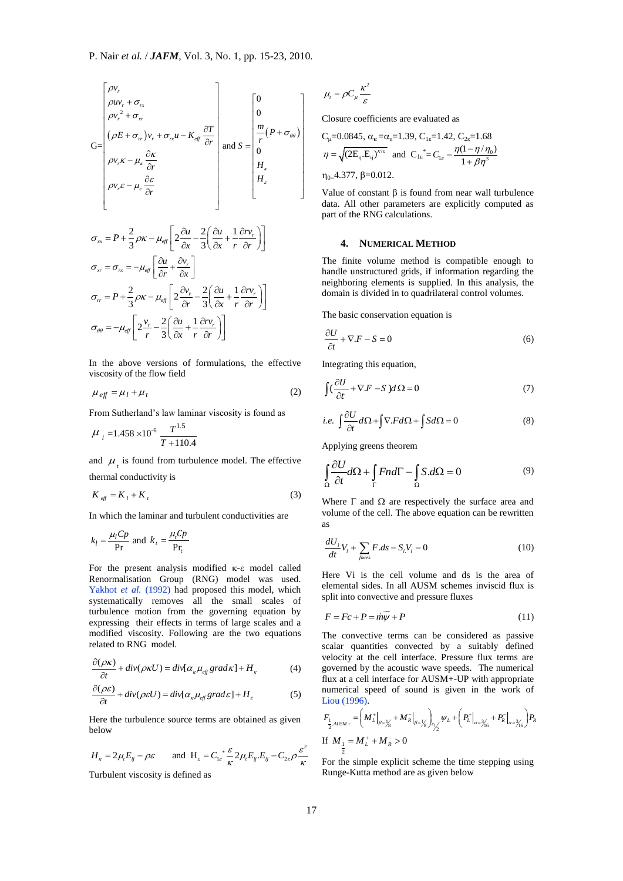$$G=\begin{bmatrix} \rho v_r \\ \rho u v_r + \sigma_{rx} \\ \rho v_r^2 + \sigma_{xr} \\ (\rho E + \sigma_{rr}) v_r + \sigma_{rx} u - K_{eff}\dfrac{\partial T}{\partial r} \\ \rho v_r \kappa - \mu_\kappa \dfrac{\partial \kappa}{\partial r} \\ \rho v_r \varepsilon - \mu_\varepsilon \dfrac{\partial \varepsilon}{\partial r} \end{bmatrix} \text{ and } S=\begin{bmatrix} 0 \\ 0 \\ \dfrac{m}{r}(P+\sigma_{\theta\theta}) \\ 0 \\ H_\kappa \\ H_\varepsilon \end{bmatrix}$$

$$\sigma_{xx} = P + \frac{2}{3}\rho\kappa - \mu_{eff}\left[2\frac{\partial u}{\partial x} - \frac{2}{3}\left(\frac{\partial u}{\partial x} + \frac{1}{r}\frac{\partial r v_r}{\partial r}\right)\right]$$

$$\sigma_{xr} = \sigma_{rx} = -\mu_{eff}\left[\frac{\partial u}{\partial r} + \frac{\partial v_r}{\partial x}\right]$$

$$\sigma_{rr} = P + \frac{2}{3}\rho\kappa - \mu_{eff}\left[2\frac{\partial v_r}{\partial r} - \frac{2}{3}\left(\frac{\partial u}{\partial x} + \frac{1}{r}\frac{\partial r v_r}{\partial r}\right)\right]$$

$$\sigma_{\theta\theta} = -\mu_{eff}\left[2\frac{v_r}{r} - \frac{2}{3}\left(\frac{\partial u}{\partial x} + \frac{1}{r}\frac{\partial r v_r}{\partial r}\right)\right]$$

In the above versions of formulations, the effective viscosity of the flow field

$$\mu_{eff} = \mu_l + \mu_t \tag{2}$$

From Sutherland's law laminar viscosity is found as

$$\mu_l = 1.458 \times 10^{-6}\,\frac{T^{1.5}}{T + 110.4}$$

and $\mu_t$ is found from turbulence model. The effective thermal conductivity is

$$K_{eff} = K_l + K_t \tag{3}$$

In which the laminar and turbulent conductivities are

$$k_l = \frac{\mu_l Cp}{\Pr} \text{ and } k_t = \frac{\mu_t Cp}{\Pr_t}$$

For the present analysis modified κ-ε model called Renormalisation Group (RNG) model was used. Yakhot *et al.* (1992) had proposed this model, which systematically removes all the small scales of turbulence motion from the governing equation by expressing their effects in terms of large scales and a modified viscosity. Following are the two equations related to RNG model.

$$\frac{\partial(\rho\kappa)}{\partial t} + div(\rho\kappa U) = div[\alpha_\kappa \mu_{eff}\, grad\,\kappa] + H_\kappa \tag{4}$$

$$\frac{\partial(\rho\varepsilon)}{\partial t} + div(\rho\varepsilon U) = div[\alpha_\kappa \mu_{eff}\, grad\,\varepsilon] + H_\varepsilon \tag{5}$$

Here the turbulence source terms are obtained as given below

$$H_\kappa = 2\mu_t E_{ij} - \rho\varepsilon \qquad \text{and } H_\varepsilon = C_{1\varepsilon}^{*}\frac{\varepsilon}{\kappa}2\mu_t E_{ij}.E_{ij} - C_{2\varepsilon}\rho\frac{\varepsilon^2}{\kappa}$$

Turbulent viscosity is defined as

$$\mu_t = \rho C_\mu \frac{\kappa^2}{\varepsilon}$$

Closure coefficients are evaluated as

$C_\mu$=0.0845, $\alpha_\kappa$=$\alpha_\varepsilon$=1.39, $C_{1\varepsilon}$=1.42, $C_{2\varepsilon}$=1.68

$$\eta = \sqrt{(2E_{ij}.E_{ij})}^{\kappa/\varepsilon} \text{ and } C_{1\varepsilon}^{*} = C_{1\varepsilon} - \frac{\eta(1-\eta/\eta_0)}{1+\beta\eta^3}$$

$\eta_0$=4.377, β=0.012.

Value of constant β is found from near wall turbulence data. All other parameters are explicitly computed as part of the RNG calculations.

## 4. Numerical Method

The finite volume method is compatible enough to handle unstructured grids, if information regarding the neighboring elements is supplied. In this analysis, the domain is divided in to quadrilateral control volumes.

The basic conservation equation is

$$\frac{\partial U}{\partial t} + \nabla.F - S = 0 \tag{6}$$

Integrating this equation,

$$\int\left(\frac{\partial U}{\partial t} + \nabla.F - S\right)d\Omega = 0 \tag{7}$$

$$i.e.\ \int \frac{\partial U}{\partial t}d\Omega + \int \nabla.F d\Omega + \int S d\Omega = 0 \tag{8}$$

Applying greens theorem

$$\int_\Omega \frac{\partial U}{\partial t}d\Omega + \int_\Gamma F n d\Gamma - \int_\Omega S.d\Omega = 0 \tag{9}$$

Where Γ and Ω are respectively the surface area and volume of the cell. The above equation can be rewritten as

$$\frac{dU_i}{dt}V_i + \sum_{faces} F.ds - S_i V_i = 0 \tag{10}$$

Here Vi is the cell volume and ds is the area of elemental sides. In all AUSM schemes inviscid flux is split into convective and pressure fluxes

$$F = Fc + P = \dot{m}\vec{\psi} + P \tag{11}$$

The convective terms can be considered as passive scalar quantities convected by a suitably defined velocity at the cell interface. Pressure flux terms are governed by the acoustic wave speeds. The numerical flux at a cell interface for AUSM+-UP with appropriate numerical speed of sound is given in the work of Liou (1996).

$$F_{\frac{1}{2},AUSM+} = \left(M_L^{+}\big|_{\beta=\frac{1}{8}} + M_R^{-}\big|_{\beta=\frac{1}{8}}\right)_{c_{\frac{1}{2}}}\psi_L + \left(P_L^{+}\big|_{\alpha=\frac{3}{16}} + P_R^{-}\big|_{\alpha=\frac{3}{16}}\right)P_R$$

If $M_{\frac{1}{2}} = M_L^{+} + M_R^{-} > 0$

For the simple explicit scheme the time stepping using Runge-Kutta method are as given below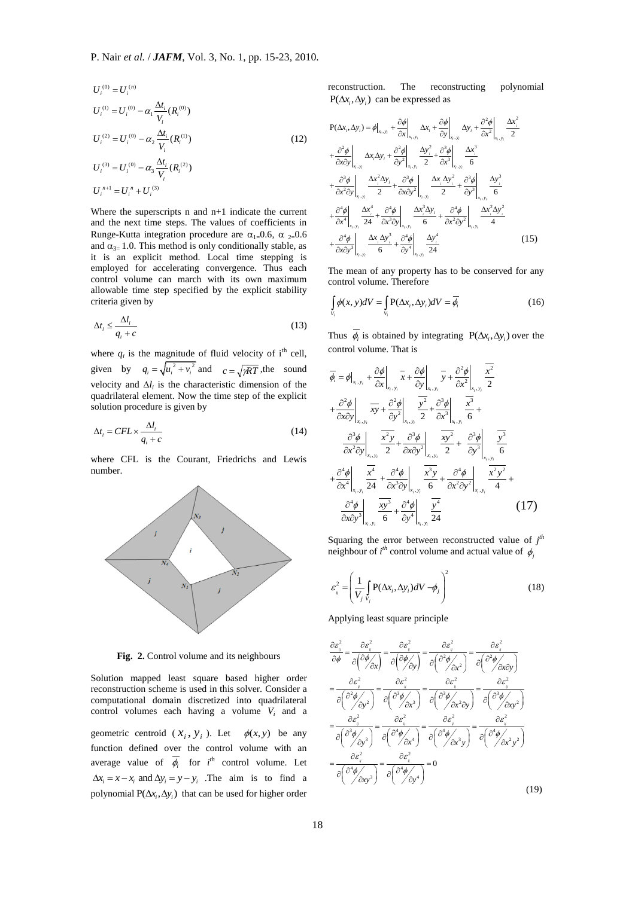$$U_i^{(0)} = U_i^{(n)}$$
$$U_i^{(1)} = U_i^{(0)} - \alpha_1 \frac{\Delta t_i}{V_i}(R_i^{(0)})$$
$$U_i^{(2)} = U_i^{(0)} - \alpha_2 \frac{\Delta t_i}{V_i}(R_i^{(1)}) \tag{12}$$
$$U_i^{(3)} = U_i^{(0)} - \alpha_3 \frac{\Delta t_i}{V_i}(R_i^{(2)})$$
$$U_i^{n+1} = U_i^{n} + U_i^{(3)}$$

Where the superscripts n and n+1 indicate the current and the next time steps. The values of coefficients in Runge-Kutta integration procedure are $\alpha_1$=0.6, $\alpha_2$=0.6 and $\alpha_3$= 1.0. This method is only conditionally stable, as it is an explicit method. Local time stepping is employed for accelerating convergence. Thus each control volume can march with its own maximum allowable time step specified by the explicit stability criteria given by

$$\Delta t_i \le \frac{\Delta l_i}{q_i + c} \tag{13}$$

where $q_i$ is the magnitude of fluid velocity of i[th] cell, given by $q_i = \sqrt{u_i^2 + v_i^2}$ and $c = \sqrt{\gamma R T}$, the sound velocity and $\Delta l_i$ is the characteristic dimension of the quadrilateral element. Now the time step of the explicit solution procedure is given by

$$\Delta t_i = CFL \times \frac{\Delta l_i}{q_i + c} \tag{14}$$

where CFL is the Courant, Friedrichs and Lewis number.

**Fig. 2.** Control volume and its neighbours

Solution mapped least square based higher order reconstruction scheme is used in this solver. Consider a computational domain discretized into quadrilateral control volumes each having a volume $V_i$ and a geometric centroid ($x_i, y_i$). Let $\phi(x,y)$ be any function defined over the control volume with an average value of $\overline{\phi_i}$ for $i^{th}$ control volume. Let $\Delta x_i = x - x_i$ and $\Delta y_i = y - y_i$. The aim is to find a polynomial $P(\Delta x_i, \Delta y_i)$ that can be used for higher order reconstruction. The reconstructing polynomial $P(\Delta x_i, \Delta y_i)$ can be expressed as

$$\begin{aligned}
P(\Delta x_i, \Delta y_i) &= \phi\big|_{x_i,y_i} + \frac{\partial \phi}{\partial x}\bigg|_{x_i,y_i} \Delta x_i + \frac{\partial \phi}{\partial y}\bigg|_{x_i,y_i} \Delta y_i + \frac{\partial^2 \phi}{\partial x^2}\bigg|_{x_i,y_i} \frac{\Delta x_i^2}{2} \\
&+ \frac{\partial^2 \phi}{\partial x \partial y}\bigg|_{x_i,y_i} \Delta x_i \Delta y_i + \frac{\partial^2 \phi}{\partial y^2}\bigg|_{x_i,y_i} \frac{\Delta y_i^2}{2} + \frac{\partial^3 \phi}{\partial x^3}\bigg|_{x_i,y_i} \frac{\Delta x_i^3}{6} \\
&+ \frac{\partial^3 \phi}{\partial x^2 \partial y}\bigg|_{x_i,y_i} \frac{\Delta x_i^2 \Delta y_i}{2} + \frac{\partial^3 \phi}{\partial x \partial y^2}\bigg|_{x_i,y_i} \frac{\Delta x_i \Delta y_i^2}{2} + \frac{\partial^3 \phi}{\partial y^3}\bigg|_{x_i,y_i} \frac{\Delta y_i^3}{6} \\
&+ \frac{\partial^4 \phi}{\partial x^4}\bigg|_{x_i,y_i} \frac{\Delta x_i^4}{24} + \frac{\partial^4 \phi}{\partial x^3 \partial y}\bigg|_{x_i,y_i} \frac{\Delta x_i^3 \Delta y_i}{6} + \frac{\partial^4 \phi}{\partial x^2 \partial y^2}\bigg|_{x_i,y_i} \frac{\Delta x_i^2 \Delta y_i^2}{4} \\
&+ \frac{\partial^4 \phi}{\partial x \partial y^3}\bigg|_{x_i,y_i} \frac{\Delta x_i \Delta y_i^3}{6} + \frac{\partial^4 \phi}{\partial y^4}\bigg|_{x_i,y_i} \frac{\Delta y_i^4}{24}
\end{aligned} \tag{15}$$

The mean of any property has to be conserved for any control volume. Therefore

$$\int_{V_i} \phi(x,y) dV = \int_{V_i} P(\Delta x_i, \Delta y_i) dV = \overline{\phi_i} \tag{16}$$

Thus $\overline{\phi_i}$ is obtained by integrating $P(\Delta x_i, \Delta y_i)$ over the control volume. That is

$$\begin{aligned}
\overline{\phi_i} &= \phi\big|_{x_i,y_i} + \frac{\partial \phi}{\partial x}\bigg|_{x_i,y_i} \overline{x} + \frac{\partial \phi}{\partial y}\bigg|_{x_i,y_i} \overline{y} + \frac{\partial^2 \phi}{\partial x^2}\bigg|_{x_i,y_i} \frac{\overline{x^2}}{2} \\
&+ \frac{\partial^2 \phi}{\partial x \partial y}\bigg|_{x_i,y_i} \overline{xy} + \frac{\partial^2 \phi}{\partial y^2}\bigg|_{x_i,y_i} \frac{\overline{y^2}}{2} + \frac{\partial^3 \phi}{\partial x^3}\bigg|_{x_i,y_i} \frac{\overline{x^3}}{6} + \\
&\frac{\partial^3 \phi}{\partial x^2 \partial y}\bigg|_{x_i,y_i} \frac{\overline{x^2 y}}{2} + \frac{\partial^3 \phi}{\partial x \partial y^2}\bigg|_{x_i,y_i} \frac{\overline{xy^2}}{2} + \frac{\partial^3 \phi}{\partial y^3}\bigg|_{x_i,y_i} \frac{\overline{y^3}}{6} \\
&+ \frac{\partial^4 \phi}{\partial x^4}\bigg|_{x_i,y_i} \frac{\overline{x^4}}{24} + \frac{\partial^4 \phi}{\partial x^3 \partial y}\bigg|_{x_i,y_i} \frac{\overline{x^3 y}}{6} + \frac{\partial^4 \phi}{\partial x^2 \partial y^2}\bigg|_{x_i,y_i} \frac{\overline{x^2 y^2}}{4} + \\
&\frac{\partial^4 \phi}{\partial x \partial y^3}\bigg|_{x_i,y_i} \frac{\overline{xy^3}}{6} + \frac{\partial^4 \phi}{\partial y^4}\bigg|_{x_i,y_i} \frac{\overline{y^4}}{24}
\end{aligned} \tag{17}$$

Squaring the error between reconstructed value of $j^{th}$ neighbour of $i^{th}$ control volume and actual value of $\phi_j$

$$\varepsilon_{ij}^2 = \left( \frac{1}{V_j} \int_{V_j} P(\Delta x_i, \Delta y_i) dV - \phi_j \right)^2 \tag{18}$$

Applying least square principle

$$\begin{aligned}
&\frac{\partial \varepsilon_{ij}^2}{\partial \phi} = \frac{\partial \varepsilon_{ij}^2}{\partial \left( \partial \phi / \partial x \right)} = \frac{\partial \varepsilon_{ij}^2}{\partial \left( \partial \phi / \partial y \right)} = \frac{\partial \varepsilon_{ij}^2}{\partial \left( \partial^2 \phi / \partial x^2 \right)} = \frac{\partial \varepsilon_{ij}^2}{\partial \left( \partial^2 \phi / \partial x \partial y \right)} \\
&= \frac{\partial \varepsilon_{ij}^2}{\partial \left( \partial^2 \phi / \partial y^2 \right)} = \frac{\partial \varepsilon_{ij}^2}{\partial \left( \partial^3 \phi / \partial x^3 \right)} = \frac{\partial \varepsilon_{ij}^2}{\partial \left( \partial^3 \phi / \partial x^2 \partial y \right)} = \frac{\partial \varepsilon_{ij}^2}{\partial \left( \partial^3 \phi / \partial x y^2 \right)} \\
&= \frac{\partial \varepsilon_{ij}^2}{\partial \left( \partial^3 \phi / \partial y^3 \right)} = \frac{\partial \varepsilon_{ij}^2}{\partial \left( \partial^4 \phi / \partial x^4 \right)} = \frac{\partial \varepsilon_{ij}^2}{\partial \left( \partial^4 \phi / \partial x^3 y \right)} = \frac{\partial \varepsilon_{ij}^2}{\partial \left( \partial^4 \phi / \partial x^2 y^2 \right)} \\
&= \frac{\partial \varepsilon_{ij}^2}{\partial \left( \partial^4 \phi / \partial x y^3 \right)} = \frac{\partial \varepsilon_{ij}^2}{\partial \left( \partial^4 \phi / \partial y^4 \right)} = 0
\end{aligned} \tag{19}$$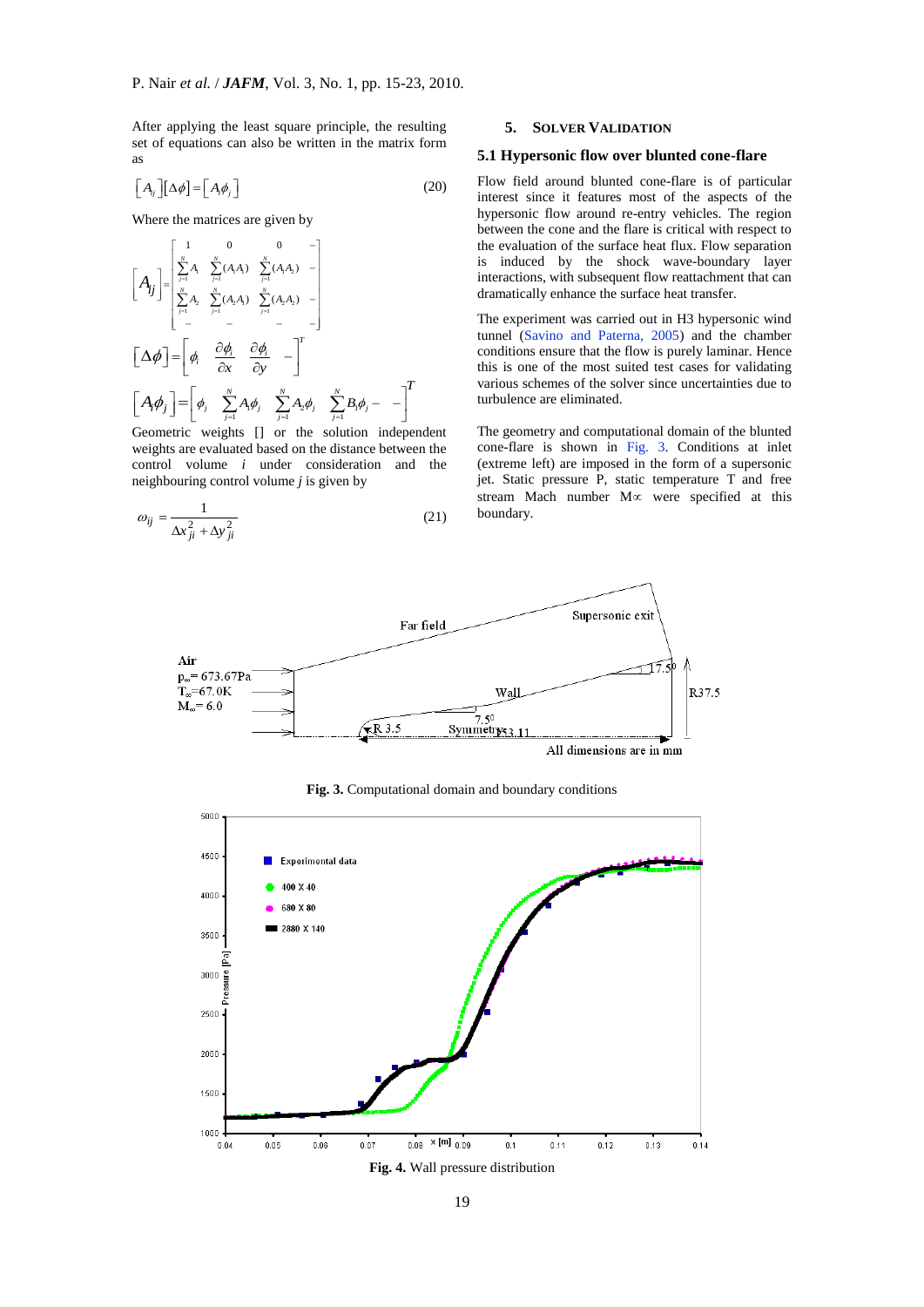After applying the least square principle, the resulting set of equations can also be written in the matrix form as

$$\left[A_{ij}\right]\left[\Delta\phi\right]=\left[A_i\phi_j\right] \tag{20}$$

Where the matrices are given by

$$\left[A_{ij}\right]=\begin{bmatrix} 1 & 0 & 0 & - \\ \sum_{j=1}^{N} A_1 & \sum_{j=1}^{N}(A_1A_1) & \sum_{j=1}^{N}(A_1A_2) & - \\ \sum_{j=1}^{N} A_2 & \sum_{j=1}^{N}(A_2A_1) & \sum_{j=1}^{N}(A_2A_2) & - \\ - & - & - & - \end{bmatrix}$$

$$\left[\Delta\phi\right]=\left[\phi_i \quad \frac{\partial\phi_i}{\partial x} \quad \frac{\partial\phi_i}{\partial y} \quad -\right]^T$$

$$\left[A_i\phi_j\right]=\left[\phi_j \quad \sum_{j=1}^{N}A_1\phi_j \quad \sum_{j=1}^{N}A_2\phi_j \quad \sum_{j=1}^{N}B_1\phi_j - \quad -\right]^T$$

Geometric weights [] or the solution independent weights are evaluated based on the distance between the control volume *i* under consideration and the neighbouring control volume *j* is given by

$$\omega_{ij}=\frac{1}{\Delta x_{ji}^2+\Delta y_{ji}^2} \tag{21}$$

## 5. SOLVER VALIDATION

### 5.1 Hypersonic flow over blunted cone-flare

Flow field around blunted cone-flare is of particular interest since it features most of the aspects of the hypersonic flow around re-entry vehicles. The region between the cone and the flare is critical with respect to the evaluation of the surface heat flux. Flow separation is induced by the shock wave-boundary layer interactions, with subsequent flow reattachment that can dramatically enhance the surface heat transfer.

The experiment was carried out in H3 hypersonic wind tunnel (Savino and Paterna, 2005) and the chamber conditions ensure that the flow is purely laminar. Hence this is one of the most suited test cases for validating various schemes of the solver since uncertainties due to turbulence are eliminated.

The geometry and computational domain of the blunted cone-flare is shown in Fig. 3. Conditions at inlet (extreme left) are imposed in the form of a supersonic jet. Static pressure P, static temperature T and free stream Mach number $M_\infty$ were specified at this boundary.

**Fig. 3.** Computational domain and boundary conditions

**Fig. 4.** Wall pressure distribution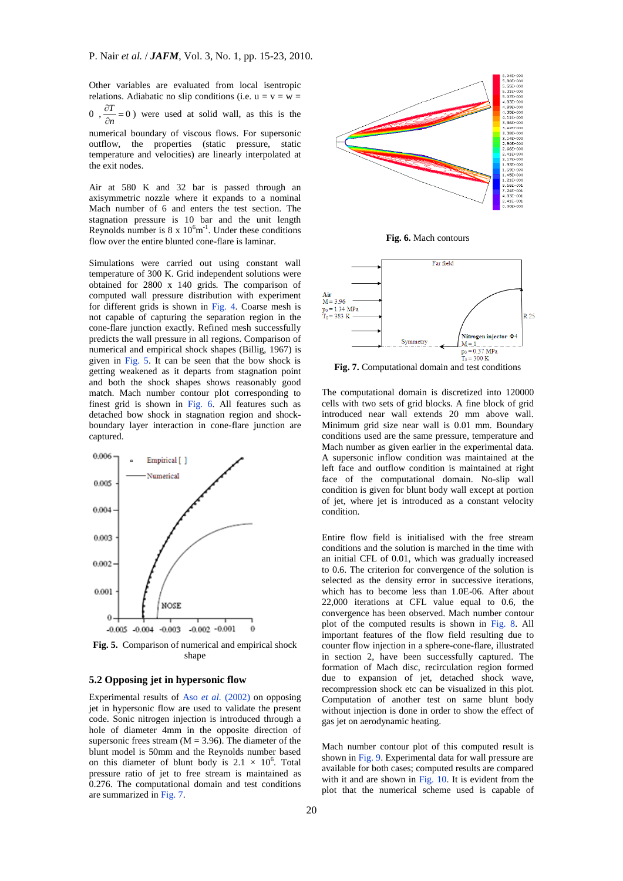Other variables are evaluated from local isentropic relations. Adiabatic no slip conditions (i.e. $u = v = w = 0$ , $\frac{\partial T}{\partial n} = 0$ ) were used at solid wall, as this is the numerical boundary of viscous flows. For supersonic outflow, the properties (static pressure, static temperature and velocities) are linearly interpolated at the exit nodes.

Air at 580 K and 32 bar is passed through an axisymmetric nozzle where it expands to a nominal Mach number of 6 and enters the test section. The stagnation pressure is 10 bar and the unit length Reynolds number is 8 x $10^6$m$^{-1}$. Under these conditions flow over the entire blunted cone-flare is laminar.

Simulations were carried out using constant wall temperature of 300 K. Grid independent solutions were obtained for 2800 x 140 grids. The comparison of computed wall pressure distribution with experiment for different grids is shown in Fig. 4. Coarse mesh is not capable of capturing the separation region in the cone-flare junction exactly. Refined mesh successfully predicts the wall pressure in all regions. Comparison of numerical and empirical shock shapes (Billig, 1967) is given in Fig. 5. It can be seen that the bow shock is getting weakened as it departs from stagnation point and both the shock shapes shows reasonably good match. Mach number contour plot corresponding to finest grid is shown in Fig. 6. All features such as detached bow shock in stagnation region and shock-boundary layer interaction in cone-flare junction are captured.

**Fig. 5.** Comparison of numerical and empirical shock shape

**Fig. 6.** Mach contours

**Fig. 7.** Computational domain and test conditions

## 5.2 Opposing jet in hypersonic flow

Experimental results of Aso *et al.* (2002) on opposing jet in hypersonic flow are used to validate the present code. Sonic nitrogen injection is introduced through a hole of diameter 4mm in the opposite direction of supersonic frees stream (M = 3.96). The diameter of the blunt model is 50mm and the Reynolds number based on this diameter of blunt body is $2.1 \times 10^6$. Total pressure ratio of jet to free stream is maintained as 0.276. The computational domain and test conditions are summarized in Fig. 7.

The computational domain is discretized into 120000 cells with two sets of grid blocks. A fine block of grid introduced near wall extends 20 mm above wall. Minimum grid size near wall is 0.01 mm. Boundary conditions used are the same pressure, temperature and Mach number as given earlier in the experimental data. A supersonic inflow condition was maintained at the left face and outflow condition is maintained at right face of the computational domain. No-slip wall condition is given for blunt body wall except at portion of jet, where jet is introduced as a constant velocity condition.

Entire flow field is initialised with the free stream conditions and the solution is marched in the time with an initial CFL of 0.01, which was gradually increased to 0.6. The criterion for convergence of the solution is selected as the density error in successive iterations, which has to become less than 1.0E-06. After about 22,000 iterations at CFL value equal to 0.6, the convergence has been observed. Mach number contour plot of the computed results is shown in Fig. 8. All important features of the flow field resulting due to counter flow injection in a sphere-cone-flare, illustrated in section 2, have been successfully captured. The formation of Mach disc, recirculation region formed due to expansion of jet, detached shock wave, recompression shock etc can be visualized in this plot. Computation of another test on same blunt body without injection is done in order to show the effect of gas jet on aerodynamic heating.

Mach number contour plot of this computed result is shown in Fig. 9. Experimental data for wall pressure are available for both cases; computed results are compared with it and are shown in Fig. 10. It is evident from the plot that the numerical scheme used is capable of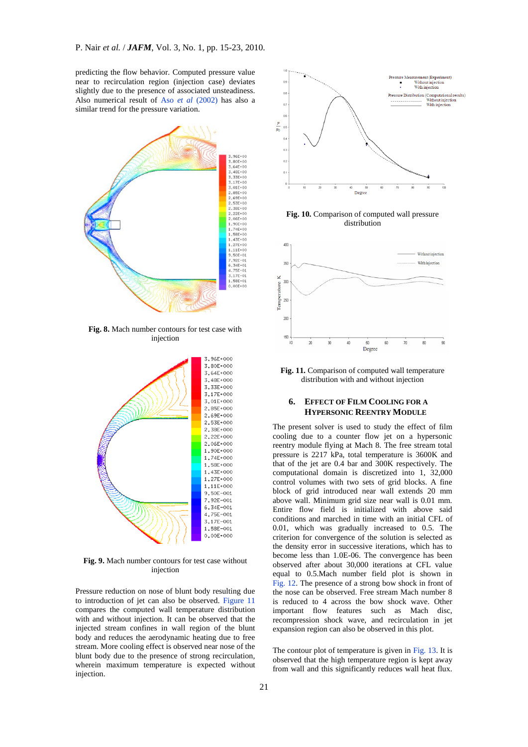predicting the flow behavior. Computed pressure value near to recirculation region (injection case) deviates slightly due to the presence of associated unsteadiness. Also numerical result of Aso *et al* (2002) has also a similar trend for the pressure variation.

**Fig. 8.** Mach number contours for test case with injection

**Fig. 9.** Mach number contours for test case without injection

Pressure reduction on nose of blunt body resulting due to introduction of jet can also be observed. Figure 11 compares the computed wall temperature distribution with and without injection. It can be observed that the injected stream confines in wall region of the blunt body and reduces the aerodynamic heating due to free stream. More cooling effect is observed near nose of the blunt body due to the presence of strong recirculation, wherein maximum temperature is expected without injection.

**Fig. 10.** Comparison of computed wall pressure distribution

**Fig. 11.** Comparison of computed wall temperature distribution with and without injection

## 6. Effect of Film Cooling for a Hypersonic Reentry Module

The present solver is used to study the effect of film cooling due to a counter flow jet on a hypersonic reentry module flying at Mach 8. The free stream total pressure is 2217 kPa, total temperature is 3600K and that of the jet are 0.4 bar and 300K respectively. The computational domain is discretized into 1, 32,000 control volumes with two sets of grid blocks. A fine block of grid introduced near wall extends 20 mm above wall. Minimum grid size near wall is 0.01 mm. Entire flow field is initialized with above said conditions and marched in time with an initial CFL of 0.01, which was gradually increased to 0.5. The criterion for convergence of the solution is selected as the density error in successive iterations, which has to become less than 1.0E-06. The convergence has been observed after about 30,000 iterations at CFL value equal to 0.5.Mach number field plot is shown in Fig. 12. The presence of a strong bow shock in front of the nose can be observed. Free stream Mach number 8 is reduced to 4 across the bow shock wave. Other important flow features such as Mach disc, recompression shock wave, and recirculation in jet expansion region can also be observed in this plot.

The contour plot of temperature is given in Fig. 13. It is observed that the high temperature region is kept away from wall and this significantly reduces wall heat flux.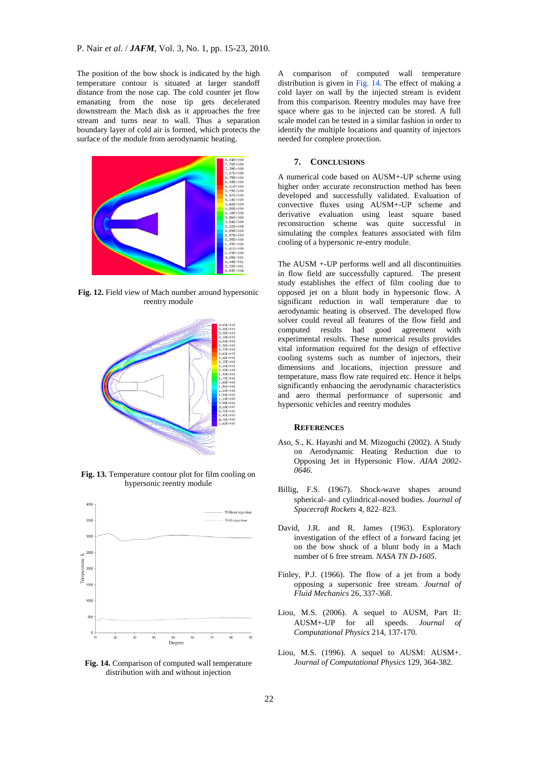The position of the bow shock is indicated by the high temperature contour is situated at larger standoff distance from the nose cap. The cold counter jet flow emanating from the nose tip gets decelerated downstream the Mach disk as it approaches the free stream and turns near to wall. Thus a separation boundary layer of cold air is formed, which protects the surface of the module from aerodynamic heating.

**Fig. 12.** Field view of Mach number around hypersonic reentry module

**Fig. 13.** Temperature contour plot for film cooling on hypersonic reentry module

**Fig. 14.** Comparison of computed wall temperature distribution with and without injection

A comparison of computed wall temperature distribution is given in Fig. 14. The effect of making a cold layer on wall by the injected stream is evident from this comparison. Reentry modules may have free space where gas to be injected can be stored. A full scale model can be tested in a similar fashion in order to identify the multiple locations and quantity of injectors needed for complete protection.

## 7. CONCLUSIONS

A numerical code based on AUSM+-UP scheme using higher order accurate reconstruction method has been developed and successfully validated. Evaluation of convective fluxes using AUSM+-UP scheme and derivative evaluation using least square based reconstruction scheme was quite successful in simulating the complex features associated with film cooling of a hypersonic re-entry module.

The AUSM +-UP performs well and all discontinuities in flow field are successfully captured. The present study establishes the effect of film cooling due to opposed jet on a blunt body in hypersonic flow. A significant reduction in wall temperature due to aerodynamic heating is observed. The developed flow solver could reveal all features of the flow field and computed results had good agreement with experimental results. These numerical results provides vital information required for the design of effective cooling systems such as number of injectors, their dimensions and locations, injection pressure and temperature, mass flow rate required etc. Hence it helps significantly enhancing the aerodynamic characteristics and aero thermal performance of supersonic and hypersonic vehicles and reentry modules

## REFERENCES

Aso, S., K. Hayashi and M. Mizoguchi (2002). A Study on Aerodynamic Heating Reduction due to Opposing Jet in Hypersonic Flow. *AIAA 2002-0646*.

Billig, F.S. (1967). Shock-wave shapes around spherical- and cylindrical-nosed bodies. *Journal of Spacecraft Rockets* 4, 822–823.

David, J.R. and R. James (1963). Exploratory investigation of the effect of a forward facing jet on the bow shock of a blunt body in a Mach number of 6 free stream. *NASA TN D-1605*.

Finley, P.J. (1966). The flow of a jet from a body opposing a supersonic free stream. *Journal of Fluid Mechanics* 26, 337-368.

Liou, M.S. (2006). A sequel to AUSM, Part II: AUSM+-UP for all speeds. *Journal of Computational Physics* 214, 137-170.

Liou, M.S. (1996). A sequel to AUSM: AUSM+. *Journal of Computational Physics* 129, 364-382.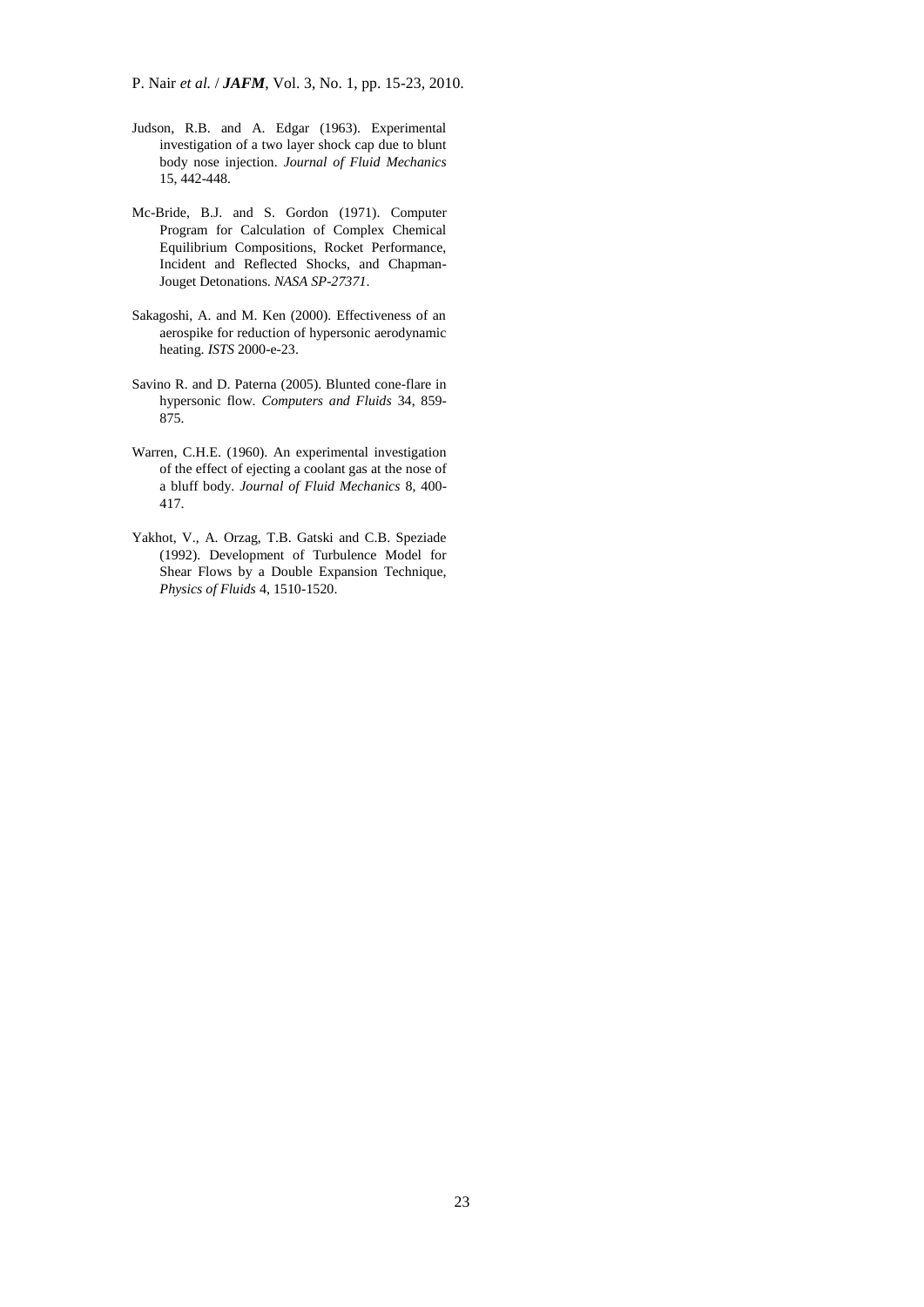Judson, R.B. and A. Edgar (1963). Experimental investigation of a two layer shock cap due to blunt body nose injection. *Journal of Fluid Mechanics* 15, 442-448.

Mc-Bride, B.J. and S. Gordon (1971). Computer Program for Calculation of Complex Chemical Equilibrium Compositions, Rocket Performance, Incident and Reflected Shocks, and Chapman-Jouget Detonations. *NASA SP-27371*.

Sakagoshi, A. and M. Ken (2000). Effectiveness of an aerospike for reduction of hypersonic aerodynamic heating. *ISTS* 2000-e-23.

Savino R. and D. Paterna (2005). Blunted cone-flare in hypersonic flow. *Computers and Fluids* 34, 859-875.

Warren, C.H.E. (1960). An experimental investigation of the effect of ejecting a coolant gas at the nose of a bluff body. *Journal of Fluid Mechanics* 8, 400-417.

Yakhot, V., A. Orzag, T.B. Gatski and C.B. Speziade (1992). Development of Turbulence Model for Shear Flows by a Double Expansion Technique, *Physics of Fluids* 4, 1510-1520.